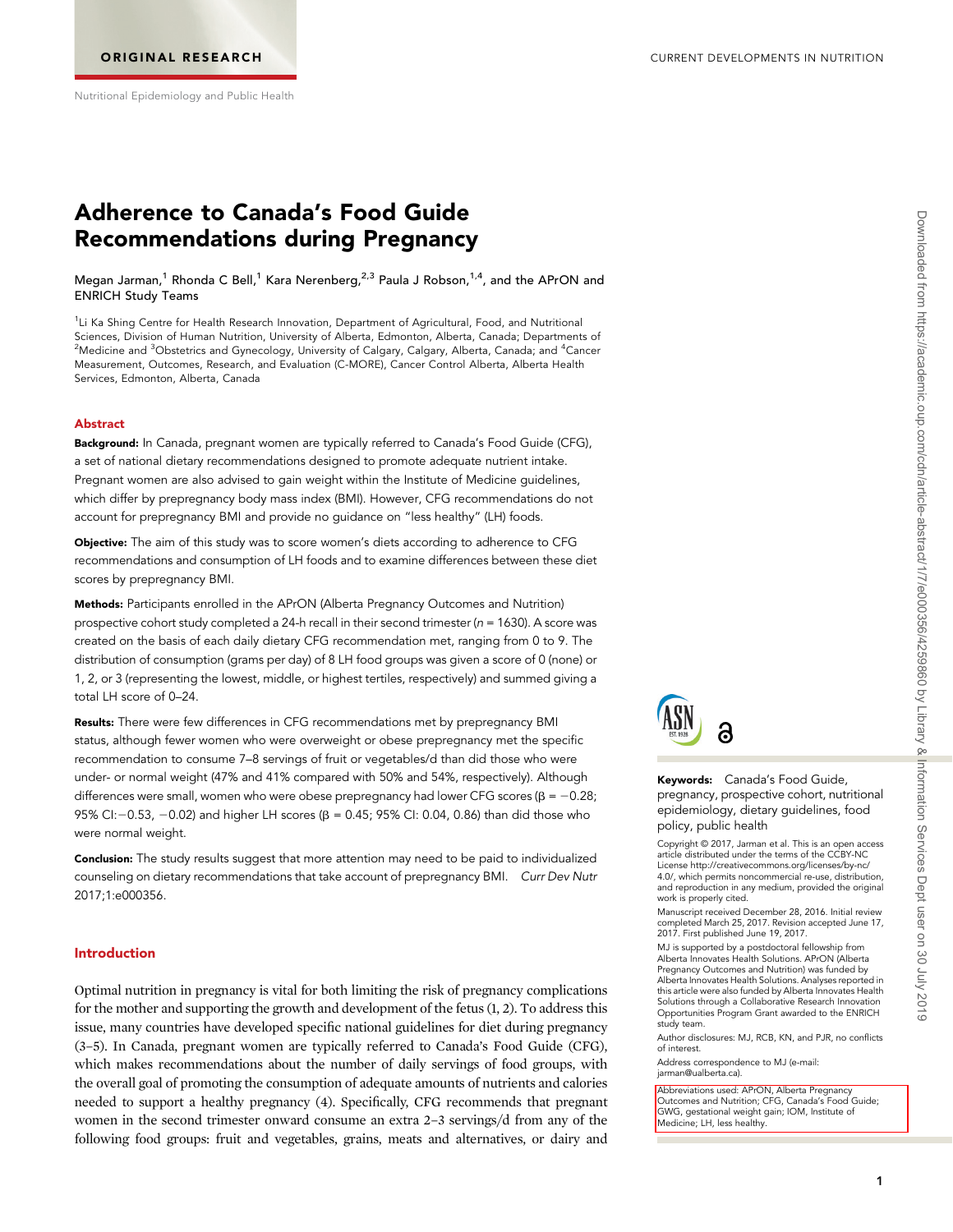ORIGINAL RESEARCH

Nutritional Epidemiology and Public Health

# Adherence to Canada's Food Guide Recommendations during Pregnancy

Megan Jarman,[1] Rhonda C Bell,[1] Kara Nerenberg,[2,3] Paula J Robson,[1,4], and the APrON and ENRICH Study Teams

[1]Li Ka Shing Centre for Health Research Innovation, Department of Agricultural, Food, and Nutritional Sciences, Division of Human Nutrition, University of Alberta, Edmonton, Alberta, Canada; Departments of [2]Medicine and [3]Obstetrics and Gynecology, University of Calgary, Calgary, Alberta, Canada; and [4]Cancer Measurement, Outcomes, Research, and Evaluation (C-MORE), Cancer Control Alberta, Alberta Health Services, Edmonton, Alberta, Canada

## Abstract

**Background:** In Canada, pregnant women are typically referred to Canada's Food Guide (CFG), a set of national dietary recommendations designed to promote adequate nutrient intake. Pregnant women are also advised to gain weight within the Institute of Medicine guidelines, which differ by prepregnancy body mass index (BMI). However, CFG recommendations do not account for prepregnancy BMI and provide no guidance on "less healthy" (LH) foods.

**Objective:** The aim of this study was to score women's diets according to adherence to CFG recommendations and consumption of LH foods and to examine differences between these diet scores by prepregnancy BMI.

**Methods:** Participants enrolled in the APrON (Alberta Pregnancy Outcomes and Nutrition) prospective cohort study completed a 24-h recall in their second trimester ($n$ = 1630). A score was created on the basis of each daily dietary CFG recommendation met, ranging from 0 to 9. The distribution of consumption (grams per day) of 8 LH food groups was given a score of 0 (none) or 1, 2, or 3 (representing the lowest, middle, or highest tertiles, respectively) and summed giving a total LH score of 0–24.

**Results:** There were few differences in CFG recommendations met by prepregnancy BMI status, although fewer women who were overweight or obese prepregnancy met the specific recommendation to consume 7–8 servings of fruit or vegetables/d than did those who were under- or normal weight (47% and 41% compared with 50% and 54%, respectively). Although differences were small, women who were obese prepregnancy had lower CFG scores ($\beta = -0.28$; 95% CI: $-0.53$, $-0.02$) and higher LH scores ($\beta = 0.45$; 95% CI: 0.04, 0.86) than did those who were normal weight.

**Conclusion:** The study results suggest that more attention may need to be paid to individualized counseling on dietary recommendations that take account of prepregnancy BMI. *Curr Dev Nutr* 2017;1:e000356.

**Keywords:** Canada's Food Guide, pregnancy, prospective cohort, nutritional epidemiology, dietary guidelines, food policy, public health

Copyright © 2017, Jarman et al. This is an open access article distributed under the terms of the CCBY-NC License http://creativecommons.org/licenses/by-nc/4.0/, which permits noncommercial re-use, distribution, and reproduction in any medium, provided the original work is properly cited.

Manuscript received December 28, 2016. Initial review completed March 25, 2017. Revision accepted June 17, 2017. First published June 19, 2017.

MJ is supported by a postdoctoral fellowship from Alberta Innovates Health Solutions. APrON (Alberta Pregnancy Outcomes and Nutrition) was funded by Alberta Innovates Health Solutions. Analyses reported in this article were also funded by Alberta Innovates Health Solutions through a Collaborative Research Innovation Opportunities Program Grant awarded to the ENRICH study team.

Author disclosures: MJ, RCB, KN, and PJR, no conflicts of interest.

Address correspondence to MJ (e-mail: jarman@ualberta.ca).

Abbreviations used: APrON, Alberta Pregnancy Outcomes and Nutrition; CFG, Canada's Food Guide; GWG, gestational weight gain; IOM, Institute of Medicine; LH, less healthy.

## Introduction

Optimal nutrition in pregnancy is vital for both limiting the risk of pregnancy complications for the mother and supporting the growth and development of the fetus (1, 2). To address this issue, many countries have developed specific national guidelines for diet during pregnancy (3–5). In Canada, pregnant women are typically referred to Canada's Food Guide (CFG), which makes recommendations about the number of daily servings of food groups, with the overall goal of promoting the consumption of adequate amounts of nutrients and calories needed to support a healthy pregnancy (4). Specifically, CFG recommends that pregnant women in the second trimester onward consume an extra 2–3 servings/d from any of the following food groups: fruit and vegetables, grains, meats and alternatives, or dairy and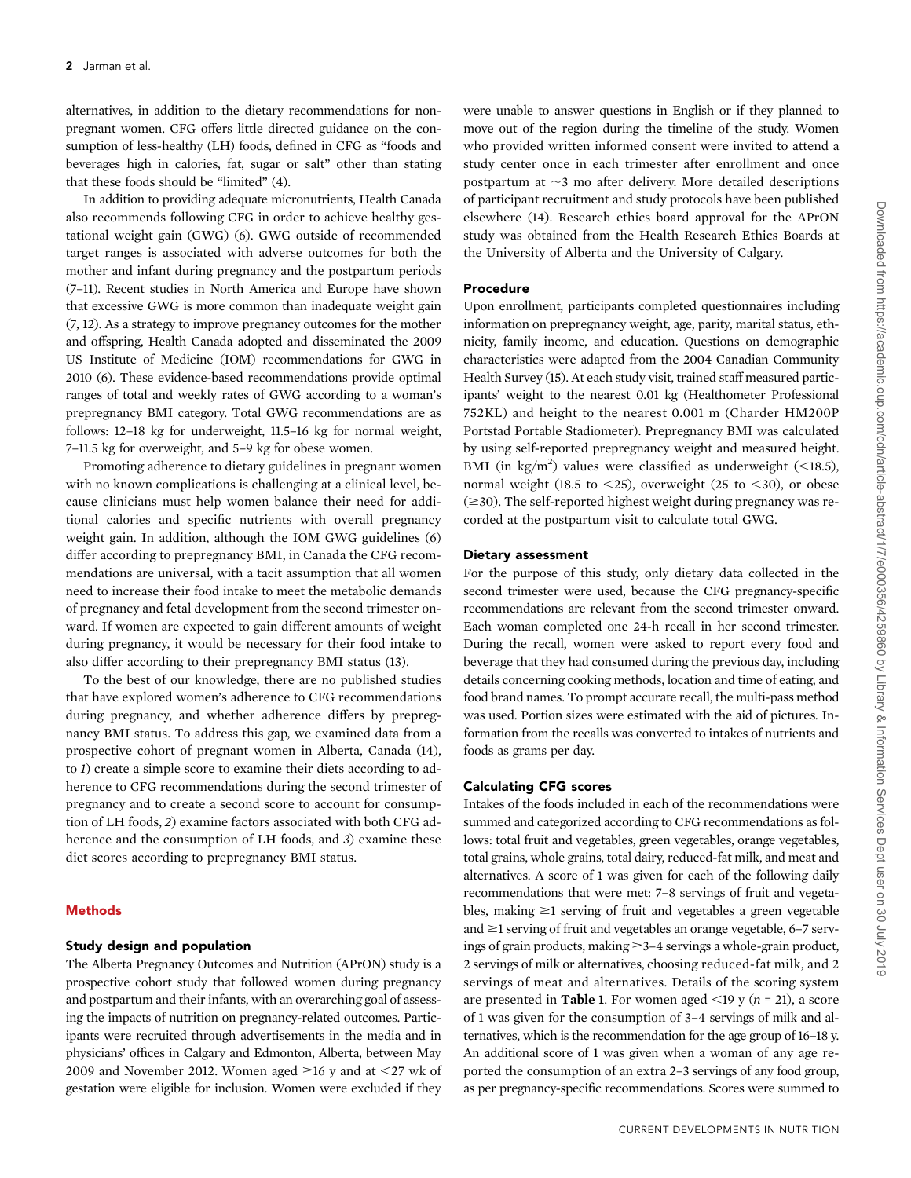alternatives, in addition to the dietary recommendations for nonpregnant women. CFG offers little directed guidance on the consumption of less-healthy (LH) foods, defined in CFG as "foods and beverages high in calories, fat, sugar or salt" other than stating that these foods should be "limited" (4).

In addition to providing adequate micronutrients, Health Canada also recommends following CFG in order to achieve healthy gestational weight gain (GWG) (6). GWG outside of recommended target ranges is associated with adverse outcomes for both the mother and infant during pregnancy and the postpartum periods (7–11). Recent studies in North America and Europe have shown that excessive GWG is more common than inadequate weight gain (7, 12). As a strategy to improve pregnancy outcomes for the mother and offspring, Health Canada adopted and disseminated the 2009 US Institute of Medicine (IOM) recommendations for GWG in 2010 (6). These evidence-based recommendations provide optimal ranges of total and weekly rates of GWG according to a woman's prepregnancy BMI category. Total GWG recommendations are as follows: 12–18 kg for underweight, 11.5–16 kg for normal weight, 7–11.5 kg for overweight, and 5–9 kg for obese women.

Promoting adherence to dietary guidelines in pregnant women with no known complications is challenging at a clinical level, because clinicians must help women balance their need for additional calories and specific nutrients with overall pregnancy weight gain. In addition, although the IOM GWG guidelines (6) differ according to prepregnancy BMI, in Canada the CFG recommendations are universal, with a tacit assumption that all women need to increase their food intake to meet the metabolic demands of pregnancy and fetal development from the second trimester onward. If women are expected to gain different amounts of weight during pregnancy, it would be necessary for their food intake to also differ according to their prepregnancy BMI status (13).

To the best of our knowledge, there are no published studies that have explored women's adherence to CFG recommendations during pregnancy, and whether adherence differs by prepregnancy BMI status. To address this gap, we examined data from a prospective cohort of pregnant women in Alberta, Canada (14), to *1*) create a simple score to examine their diets according to adherence to CFG recommendations during the second trimester of pregnancy and to create a second score to account for consumption of LH foods, *2*) examine factors associated with both CFG adherence and the consumption of LH foods, and *3*) examine these diet scores according to prepregnancy BMI status.

## Methods

### Study design and population

The Alberta Pregnancy Outcomes and Nutrition (APrON) study is a prospective cohort study that followed women during pregnancy and postpartum and their infants, with an overarching goal of assessing the impacts of nutrition on pregnancy-related outcomes. Participants were recruited through advertisements in the media and in physicians' offices in Calgary and Edmonton, Alberta, between May 2009 and November 2012. Women aged ≥16 y and at <27 wk of gestation were eligible for inclusion. Women were excluded if they were unable to answer questions in English or if they planned to move out of the region during the timeline of the study. Women who provided written informed consent were invited to attend a study center once in each trimester after enrollment and once postpartum at ~3 mo after delivery. More detailed descriptions of participant recruitment and study protocols have been published elsewhere (14). Research ethics board approval for the APrON study was obtained from the Health Research Ethics Boards at the University of Alberta and the University of Calgary.

### Procedure

Upon enrollment, participants completed questionnaires including information on prepregnancy weight, age, parity, marital status, ethnicity, family income, and education. Questions on demographic characteristics were adapted from the 2004 Canadian Community Health Survey (15). At each study visit, trained staff measured participants' weight to the nearest 0.01 kg (Healthometer Professional 752KL) and height to the nearest 0.001 m (Charder HM200P Portstad Portable Stadiometer). Prepregnancy BMI was calculated by using self-reported prepregnancy weight and measured height. BMI (in kg/m$^2$) values were classified as underweight (<18.5), normal weight (18.5 to <25), overweight (25 to <30), or obese (≥30). The self-reported highest weight during pregnancy was recorded at the postpartum visit to calculate total GWG.

### Dietary assessment

For the purpose of this study, only dietary data collected in the second trimester were used, because the CFG pregnancy-specific recommendations are relevant from the second trimester onward. Each woman completed one 24-h recall in her second trimester. During the recall, women were asked to report every food and beverage that they had consumed during the previous day, including details concerning cooking methods, location and time of eating, and food brand names. To prompt accurate recall, the multi-pass method was used. Portion sizes were estimated with the aid of pictures. Information from the recalls was converted to intakes of nutrients and foods as grams per day.

### Calculating CFG scores

Intakes of the foods included in each of the recommendations were summed and categorized according to CFG recommendations as follows: total fruit and vegetables, green vegetables, orange vegetables, total grains, whole grains, total dairy, reduced-fat milk, and meat and alternatives. A score of 1 was given for each of the following daily recommendations that were met: 7–8 servings of fruit and vegetables, making ≥1 serving of fruit and vegetables a green vegetable and ≥1 serving of fruit and vegetables an orange vegetable, 6–7 servings of grain products, making ≥3–4 servings a whole-grain product, 2 servings of milk or alternatives, choosing reduced-fat milk, and 2 servings of meat and alternatives. Details of the scoring system are presented in **Table 1**. For women aged <19 y (*n* = 21), a score of 1 was given for the consumption of 3–4 servings of milk and alternatives, which is the recommendation for the age group of 16–18 y. An additional score of 1 was given when a woman of any age reported the consumption of an extra 2–3 servings of any food group, as per pregnancy-specific recommendations. Scores were summed to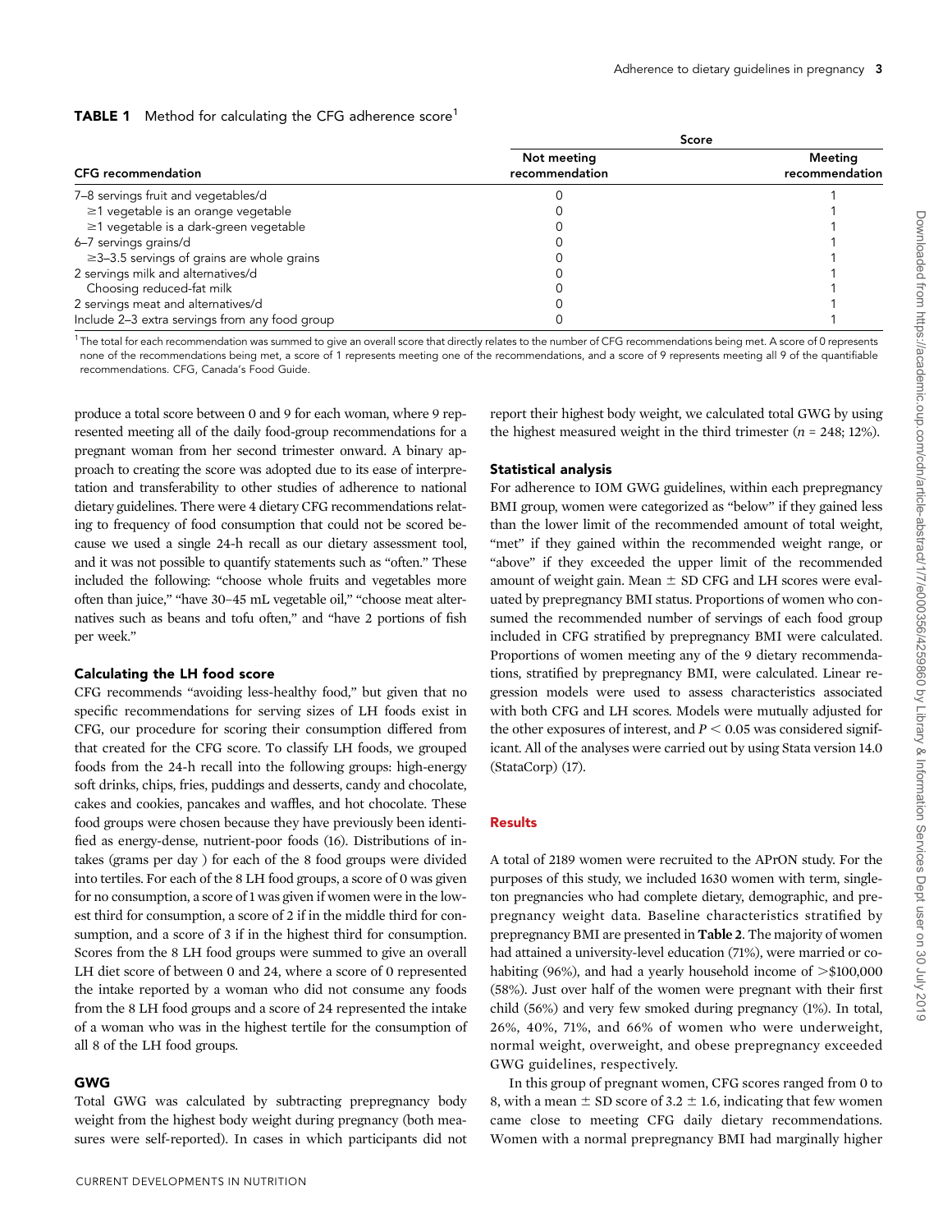**TABLE 1** Method for calculating the CFG adherence score[1]

| CFG recommendation | Score | |
|---|---|---|
| | Not meeting recommendation | Meeting recommendation |
| 7–8 servings fruit and vegetables/d | 0 | 1 |
| ≥1 vegetable is an orange vegetable | 0 | 1 |
| ≥1 vegetable is a dark-green vegetable | 0 | 1 |
| 6–7 servings grains/d | 0 | 1 |
| ≥3–3.5 servings of grains are whole grains | 0 | 1 |
| 2 servings milk and alternatives/d | 0 | 1 |
| Choosing reduced-fat milk | 0 | 1 |
| 2 servings meat and alternatives/d | 0 | 1 |
| Include 2–3 extra servings from any food group | 0 | 1 |

[1] The total for each recommendation was summed to give an overall score that directly relates to the number of CFG recommendations being met. A score of 0 represents none of the recommendations being met, a score of 1 represents meeting one of the recommendations, and a score of 9 represents meeting all 9 of the quantifiable recommendations. CFG, Canada's Food Guide.

produce a total score between 0 and 9 for each woman, where 9 represented meeting all of the daily food-group recommendations for a pregnant woman from her second trimester onward. A binary approach to creating the score was adopted due to its ease of interpretation and transferability to other studies of adherence to national dietary guidelines. There were 4 dietary CFG recommendations relating to frequency of food consumption that could not be scored because we used a single 24-h recall as our dietary assessment tool, and it was not possible to quantify statements such as "often." These included the following: "choose whole fruits and vegetables more often than juice," "have 30–45 mL vegetable oil," "choose meat alternatives such as beans and tofu often," and "have 2 portions of fish per week."

### Calculating the LH food score

CFG recommends "avoiding less-healthy food," but given that no specific recommendations for serving sizes of LH foods exist in CFG, our procedure for scoring their consumption differed from that created for the CFG score. To classify LH foods, we grouped foods from the 24-h recall into the following groups: high-energy soft drinks, chips, fries, puddings and desserts, candy and chocolate, cakes and cookies, pancakes and waffles, and hot chocolate. These food groups were chosen because they have previously been identified as energy-dense, nutrient-poor foods (16). Distributions of intakes (grams per day ) for each of the 8 food groups were divided into tertiles. For each of the 8 LH food groups, a score of 0 was given for no consumption, a score of 1 was given if women were in the lowest third for consumption, a score of 2 if in the middle third for consumption, and a score of 3 if in the highest third for consumption. Scores from the 8 LH food groups were summed to give an overall LH diet score of between 0 and 24, where a score of 0 represented the intake reported by a woman who did not consume any foods from the 8 LH food groups and a score of 24 represented the intake of a woman who was in the highest tertile for the consumption of all 8 of the LH food groups.

### GWG

Total GWG was calculated by subtracting prepregnancy body weight from the highest body weight during pregnancy (both measures were self-reported). In cases in which participants did not report their highest body weight, we calculated total GWG by using the highest measured weight in the third trimester ($n$ = 248; 12%).

### Statistical analysis

For adherence to IOM GWG guidelines, within each prepregnancy BMI group, women were categorized as "below" if they gained less than the lower limit of the recommended amount of total weight, "met" if they gained within the recommended weight range, or "above" if they exceeded the upper limit of the recommended amount of weight gain. Mean ± SD CFG and LH scores were evaluated by prepregnancy BMI status. Proportions of women who consumed the recommended number of servings of each food group included in CFG stratified by prepregnancy BMI were calculated. Proportions of women meeting any of the 9 dietary recommendations, stratified by prepregnancy BMI, were calculated. Linear regression models were used to assess characteristics associated with both CFG and LH scores. Models were mutually adjusted for the other exposures of interest, and $P < 0.05$ was considered significant. All of the analyses were carried out by using Stata version 14.0 (StataCorp) (17).

## Results

A total of 2189 women were recruited to the APrON study. For the purposes of this study, we included 1630 women with term, singleton pregnancies who had complete dietary, demographic, and prepregnancy weight data. Baseline characteristics stratified by prepregnancy BMI are presented in **Table 2**. The majority of women had attained a university-level education (71%), were married or cohabiting (96%), and had a yearly household income of >$100,000 (58%). Just over half of the women were pregnant with their first child (56%) and very few smoked during pregnancy (1%). In total, 26%, 40%, 71%, and 66% of women who were underweight, normal weight, overweight, and obese prepregnancy exceeded GWG guidelines, respectively.

In this group of pregnant women, CFG scores ranged from 0 to 8, with a mean ± SD score of 3.2 ± 1.6, indicating that few women came close to meeting CFG daily dietary recommendations. Women with a normal prepregnancy BMI had marginally higher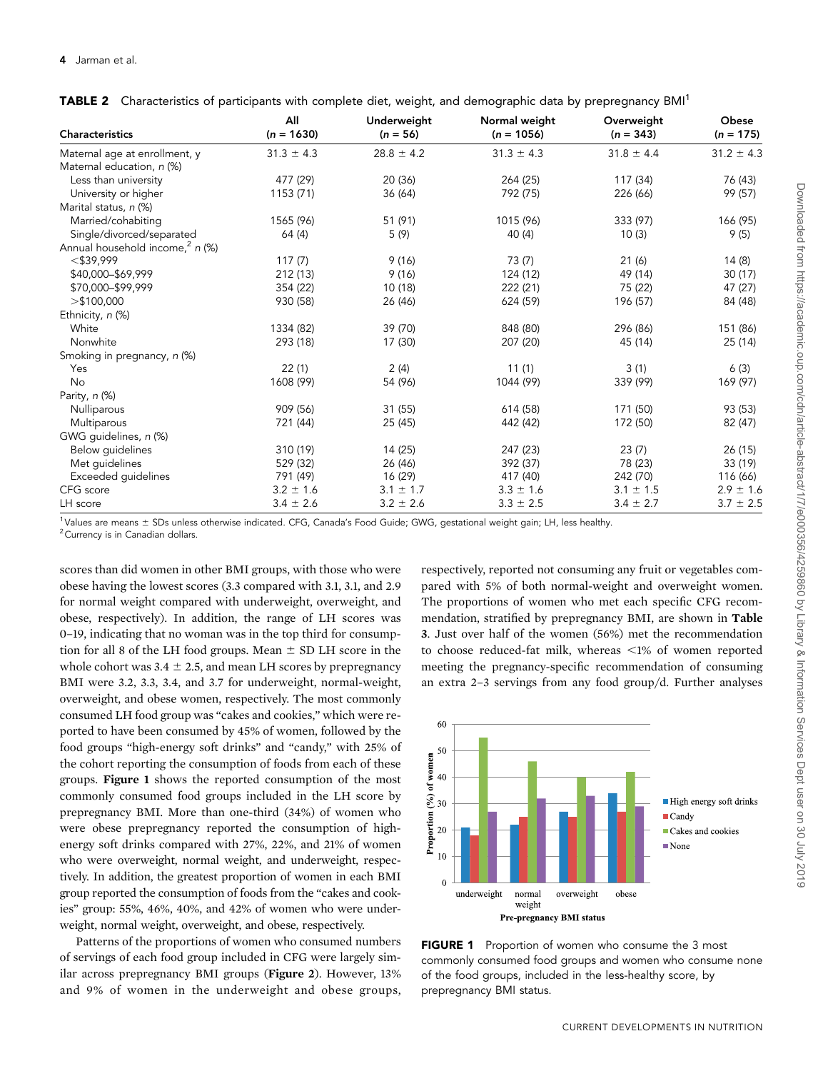**TABLE 2** Characteristics of participants with complete diet, weight, and demographic data by prepregnancy BMI[1]

| Characteristics | All (n = 1630) | Underweight (n = 56) | Normal weight (n = 1056) | Overweight (n = 343) | Obese (n = 175) |
|---|---|---|---|---|---|
| Maternal age at enrollment, y | 31.3 ± 4.3 | 28.8 ± 4.2 | 31.3 ± 4.3 | 31.8 ± 4.4 | 31.2 ± 4.3 |
| Maternal education, n (%) | | | | | |
| Less than university | 477 (29) | 20 (36) | 264 (25) | 117 (34) | 76 (43) |
| University or higher | 1153 (71) | 36 (64) | 792 (75) | 226 (66) | 99 (57) |
| Marital status, n (%) | | | | | |
| Married/cohabiting | 1565 (96) | 51 (91) | 1015 (96) | 333 (97) | 166 (95) |
| Single/divorced/separated | 64 (4) | 5 (9) | 40 (4) | 10 (3) | 9 (5) |
| Annual household income,[2] n (%) | | | | | |
| <$39,999 | 117 (7) | 9 (16) | 73 (7) | 21 (6) | 14 (8) |
| $40,000–$69,999 | 212 (13) | 9 (16) | 124 (12) | 49 (14) | 30 (17) |
| $70,000–$99,999 | 354 (22) | 10 (18) | 222 (21) | 75 (22) | 47 (27) |
| >$100,000 | 930 (58) | 26 (46) | 624 (59) | 196 (57) | 84 (48) |
| Ethnicity, n (%) | | | | | |
| White | 1334 (82) | 39 (70) | 848 (80) | 296 (86) | 151 (86) |
| Nonwhite | 293 (18) | 17 (30) | 207 (20) | 45 (14) | 25 (14) |
| Smoking in pregnancy, n (%) | | | | | |
| Yes | 22 (1) | 2 (4) | 11 (1) | 3 (1) | 6 (3) |
| No | 1608 (99) | 54 (96) | 1044 (99) | 339 (99) | 169 (97) |
| Parity, n (%) | | | | | |
| Nulliparous | 909 (56) | 31 (55) | 614 (58) | 171 (50) | 93 (53) |
| Multiparous | 721 (44) | 25 (45) | 442 (42) | 172 (50) | 82 (47) |
| GWG guidelines, n (%) | | | | | |
| Below guidelines | 310 (19) | 14 (25) | 247 (23) | 23 (7) | 26 (15) |
| Met guidelines | 529 (32) | 26 (46) | 392 (37) | 78 (23) | 33 (19) |
| Exceeded guidelines | 791 (49) | 16 (29) | 417 (40) | 242 (70) | 116 (66) |
| CFG score | 3.2 ± 1.6 | 3.1 ± 1.7 | 3.3 ± 1.6 | 3.1 ± 1.5 | 2.9 ± 1.6 |
| LH score | 3.4 ± 2.6 | 3.2 ± 2.6 | 3.3 ± 2.5 | 3.4 ± 2.7 | 3.7 ± 2.5 |

[1]Values are means ± SDs unless otherwise indicated. CFG, Canada's Food Guide; GWG, gestational weight gain; LH, less healthy.
[2]Currency is in Canadian dollars.

scores than did women in other BMI groups, with those who were obese having the lowest scores (3.3 compared with 3.1, 3.1, and 2.9 for normal weight compared with underweight, overweight, and obese, respectively). In addition, the range of LH scores was 0–19, indicating that no woman was in the top third for consumption for all 8 of the LH food groups. Mean ± SD LH score in the whole cohort was 3.4 ± 2.5, and mean LH scores by prepregnancy BMI were 3.2, 3.3, 3.4, and 3.7 for underweight, normal-weight, overweight, and obese women, respectively. The most commonly consumed LH food group was "cakes and cookies," which were reported to have been consumed by 45% of women, followed by the food groups "high-energy soft drinks" and "candy," with 25% of the cohort reporting the consumption of foods from each of these groups. **Figure 1** shows the reported consumption of the most commonly consumed food groups included in the LH score by prepregnancy BMI. More than one-third (34%) of women who were obese prepregnancy reported the consumption of high-energy soft drinks compared with 27%, 22%, and 21% of women who were overweight, normal weight, and underweight, respectively. In addition, the greatest proportion of women in each BMI group reported the consumption of foods from the "cakes and cookies" group: 55%, 46%, 40%, and 42% of women who were underweight, normal weight, overweight, and obese, respectively.

Patterns of the proportions of women who consumed numbers of servings of each food group included in CFG were largely similar across prepregnancy BMI groups (**Figure 2**). However, 13% and 9% of women in the underweight and obese groups, respectively, reported not consuming any fruit or vegetables compared with 5% of both normal-weight and overweight women. The proportions of women who met each specific CFG recommendation, stratified by prepregnancy BMI, are shown in **Table 3**. Just over half of the women (56%) met the recommendation to choose reduced-fat milk, whereas <1% of women reported meeting the pregnancy-specific recommendation of consuming an extra 2–3 servings from any food group/d. Further analyses

**FIGURE 1** Proportion of women who consume the 3 most commonly consumed food groups and women who consume none of the food groups, included in the less-healthy score, by prepregnancy BMI status.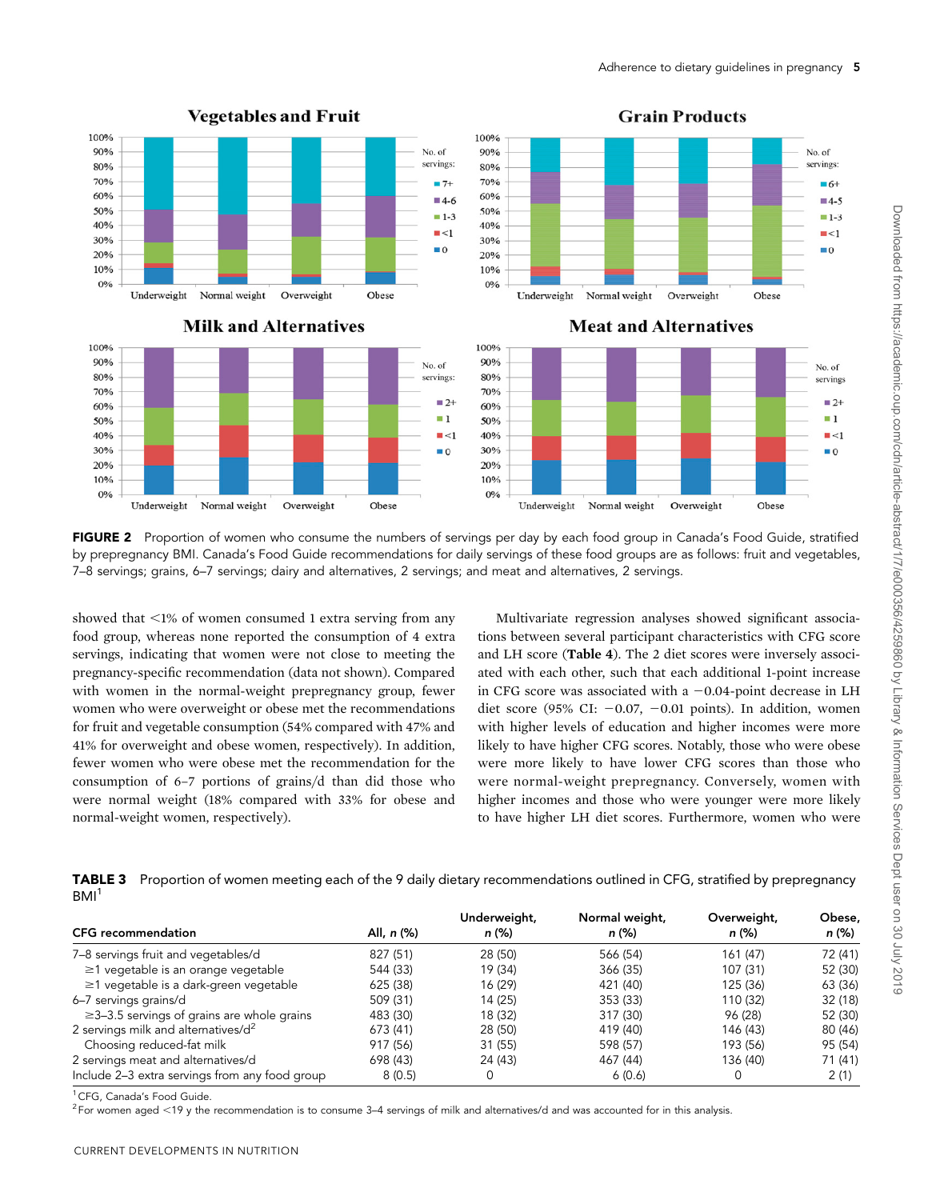FIGURE 2 Proportion of women who consume the numbers of servings per day by each food group in Canada's Food Guide, stratified by prepregnancy BMI. Canada's Food Guide recommendations for daily servings of these food groups are as follows: fruit and vegetables, 7–8 servings; grains, 6–7 servings; dairy and alternatives, 2 servings; and meat and alternatives, 2 servings.

showed that <1% of women consumed 1 extra serving from any food group, whereas none reported the consumption of 4 extra servings, indicating that women were not close to meeting the pregnancy-specific recommendation (data not shown). Compared with women in the normal-weight prepregnancy group, fewer women who were overweight or obese met the recommendations for fruit and vegetable consumption (54% compared with 47% and 41% for overweight and obese women, respectively). In addition, fewer women who were obese met the recommendation for the consumption of 6–7 portions of grains/d than did those who were normal weight (18% compared with 33% for obese and normal-weight women, respectively).

Multivariate regression analyses showed significant associations between several participant characteristics with CFG score and LH score (**Table 4**). The 2 diet scores were inversely associated with each other, such that each additional 1-point increase in CFG score was associated with a −0.04-point decrease in LH diet score (95% CI: −0.07, −0.01 points). In addition, women with higher levels of education and higher incomes were more likely to have higher CFG scores. Notably, those who were obese were more likely to have lower CFG scores than those who were normal-weight prepregnancy. Conversely, women with higher incomes and those who were younger were more likely to have higher LH diet scores. Furthermore, women who were

**TABLE 3** Proportion of women meeting each of the 9 daily dietary recommendations outlined in CFG, stratified by prepregnancy BMI[1]

| CFG recommendation | All, *n* (%) | Underweight, *n* (%) | Normal weight, *n* (%) | Overweight, *n* (%) | Obese, *n* (%) |
|---|---|---|---|---|---|
| 7–8 servings fruit and vegetables/d | 827 (51) | 28 (50) | 566 (54) | 161 (47) | 72 (41) |
| ≥1 vegetable is an orange vegetable | 544 (33) | 19 (34) | 366 (35) | 107 (31) | 52 (30) |
| ≥1 vegetable is a dark-green vegetable | 625 (38) | 16 (29) | 421 (40) | 125 (36) | 63 (36) |
| 6–7 servings grains/d | 509 (31) | 14 (25) | 353 (33) | 110 (32) | 32 (18) |
| ≥3–3.5 servings of grains are whole grains | 483 (30) | 18 (32) | 317 (30) | 96 (28) | 52 (30) |
| 2 servings milk and alternatives/d[2] | 673 (41) | 28 (50) | 419 (40) | 146 (43) | 80 (46) |
| Choosing reduced-fat milk | 917 (56) | 31 (55) | 598 (57) | 193 (56) | 95 (54) |
| 2 servings meat and alternatives/d | 698 (43) | 24 (43) | 467 (44) | 136 (40) | 71 (41) |
| Include 2–3 extra servings from any food group | 8 (0.5) | 0 | 6 (0.6) | 0 | 2 (1) |

[1] CFG, Canada's Food Guide.
[2] For women aged <19 y the recommendation is to consume 3–4 servings of milk and alternatives/d and was accounted for in this analysis.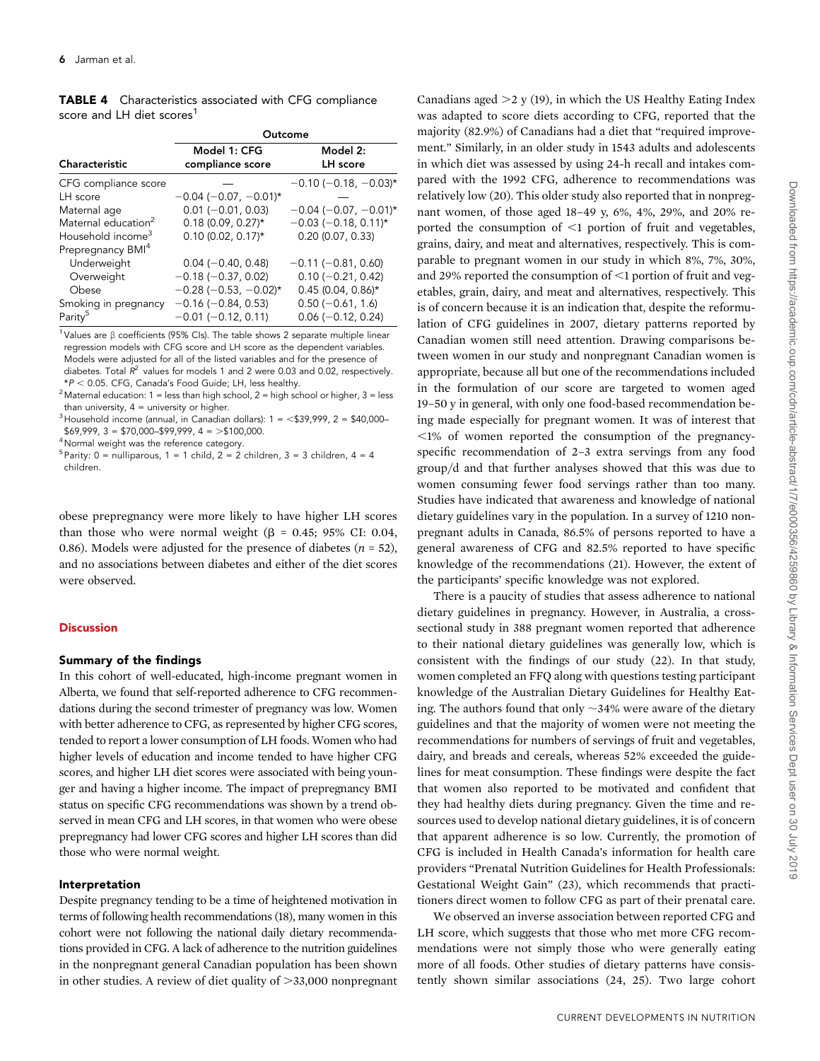**TABLE 4** Characteristics associated with CFG compliance score and LH diet scores[1]

| | Outcome | |
|---|---|---|
| Characteristic | Model 1: CFG compliance score | Model 2: LH score |
| CFG compliance score | — | −0.10 (−0.18, −0.03)* |
| LH score | −0.04 (−0.07, −0.01)* | — |
| Maternal age | 0.01 (−0.01, 0.03) | −0.04 (−0.07, −0.01)* |
| Maternal education[2] | 0.18 (0.09, 0.27)* | −0.03 (−0.18, 0.11)* |
| Household income[3] | 0.10 (0.02, 0.17)* | 0.20 (0.07, 0.33) |
| Prepregnancy BMI[4] | | |
| Underweight | 0.04 (−0.40, 0.48) | −0.11 (−0.81, 0.60) |
| Overweight | −0.18 (−0.37, 0.02) | 0.10 (−0.21, 0.42) |
| Obese | −0.28 (−0.53, −0.02)* | 0.45 (0.04, 0.86)* |
| Smoking in pregnancy | −0.16 (−0.84, 0.53) | 0.50 (−0.61, 1.6) |
| Parity[5] | −0.01 (−0.12, 0.11) | 0.06 (−0.12, 0.24) |

[1] Values are β coefficients (95% CIs). The table shows 2 separate multiple linear regression models with CFG score and LH score as the dependent variables. Models were adjusted for all of the listed variables and for the presence of diabetes. Total $R^2$ values for models 1 and 2 were 0.03 and 0.02, respectively. *$P < 0.05$. CFG, Canada's Food Guide; LH, less healthy.

[2] Maternal education: 1 = less than high school, 2 = high school or higher, 3 = less than university, 4 = university or higher.

[3] Household income (annual, in Canadian dollars): 1 = <$39,999, 2 = $40,000–$69,999, 3 = $70,000–$99,999, 4 = >$100,000.

[4] Normal weight was the reference category.

[5] Parity: 0 = nulliparous, 1 = 1 child, 2 = 2 children, 3 = 3 children, 4 = 4 children.

obese prepregnancy were more likely to have higher LH scores than those who were normal weight (β = 0.45; 95% CI: 0.04, 0.86). Models were adjusted for the presence of diabetes ($n$ = 52), and no associations between diabetes and either of the diet scores were observed.

## Discussion

### Summary of the findings

In this cohort of well-educated, high-income pregnant women in Alberta, we found that self-reported adherence to CFG recommendations during the second trimester of pregnancy was low. Women with better adherence to CFG, as represented by higher CFG scores, tended to report a lower consumption of LH foods. Women who had higher levels of education and income tended to have higher CFG scores, and higher LH diet scores were associated with being younger and having a higher income. The impact of prepregnancy BMI status on specific CFG recommendations was shown by a trend observed in mean CFG and LH scores, in that women who were obese prepregnancy had lower CFG scores and higher LH scores than did those who were normal weight.

### Interpretation

Despite pregnancy tending to be a time of heightened motivation in terms of following health recommendations (18), many women in this cohort were not following the national daily dietary recommendations provided in CFG. A lack of adherence to the nutrition guidelines in the nonpregnant general Canadian population has been shown in other studies. A review of diet quality of >33,000 nonpregnant Canadians aged >2 y (19), in which the US Healthy Eating Index was adapted to score diets according to CFG, reported that the majority (82.9%) of Canadians had a diet that "required improvement." Similarly, in an older study in 1543 adults and adolescents in which diet was assessed by using 24-h recall and intakes compared with the 1992 CFG, adherence to recommendations was relatively low (20). This older study also reported that in nonpregnant women, of those aged 18–49 y, 6%, 4%, 29%, and 20% reported the consumption of <1 portion of fruit and vegetables, grains, dairy, and meat and alternatives, respectively. This is comparable to pregnant women in our study in which 8%, 7%, 30%, and 29% reported the consumption of <1 portion of fruit and vegetables, grain, dairy, and meat and alternatives, respectively. This is of concern because it is an indication that, despite the reformulation of CFG guidelines in 2007, dietary patterns reported by Canadian women still need attention. Drawing comparisons between women in our study and nonpregnant Canadian women is appropriate, because all but one of the recommendations included in the formulation of our score are targeted to women aged 19–50 y in general, with only one food-based recommendation being made especially for pregnant women. It was of interest that <1% of women reported the consumption of the pregnancy-specific recommendation of 2–3 extra servings from any food group/d and that further analyses showed that this was due to women consuming fewer food servings rather than too many. Studies have indicated that awareness and knowledge of national dietary guidelines vary in the population. In a survey of 1210 nonpregnant adults in Canada, 86.5% of persons reported to have a general awareness of CFG and 82.5% reported to have specific knowledge of the recommendations (21). However, the extent of the participants' specific knowledge was not explored.

There is a paucity of studies that assess adherence to national dietary guidelines in pregnancy. However, in Australia, a cross-sectional study in 388 pregnant women reported that adherence to their national dietary guidelines was generally low, which is consistent with the findings of our study (22). In that study, women completed an FFQ along with questions testing participant knowledge of the Australian Dietary Guidelines for Healthy Eating. The authors found that only ~34% were aware of the dietary guidelines and that the majority of women were not meeting the recommendations for numbers of servings of fruit and vegetables, dairy, and breads and cereals, whereas 52% exceeded the guidelines for meat consumption. These findings were despite the fact that women also reported to be motivated and confident that they had healthy diets during pregnancy. Given the time and resources used to develop national dietary guidelines, it is of concern that apparent adherence is so low. Currently, the promotion of CFG is included in Health Canada's information for health care providers "Prenatal Nutrition Guidelines for Health Professionals: Gestational Weight Gain" (23), which recommends that practitioners direct women to follow CFG as part of their prenatal care.

We observed an inverse association between reported CFG and LH score, which suggests that those who met more CFG recommendations were not simply those who were generally eating more of all foods. Other studies of dietary patterns have consistently shown similar associations (24, 25). Two large cohort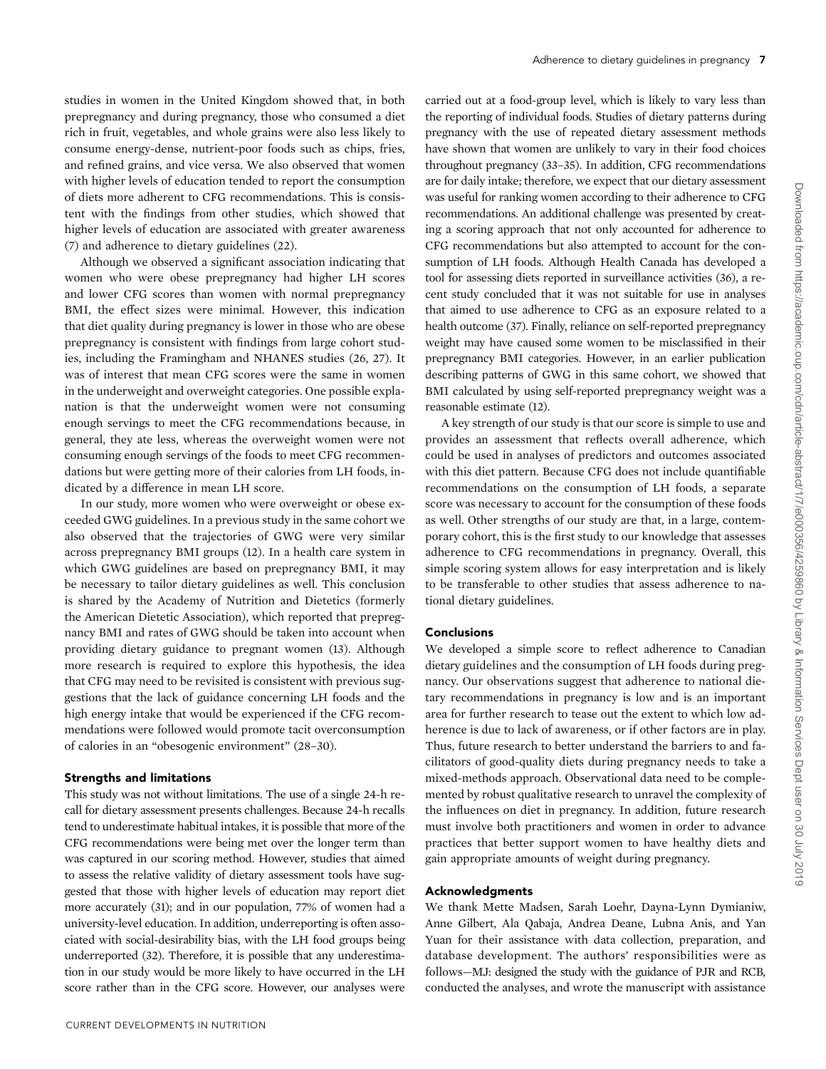studies in women in the United Kingdom showed that, in both prepregnancy and during pregnancy, those who consumed a diet rich in fruit, vegetables, and whole grains were also less likely to consume energy-dense, nutrient-poor foods such as chips, fries, and refined grains, and vice versa. We also observed that women with higher levels of education tended to report the consumption of diets more adherent to CFG recommendations. This is consistent with the findings from other studies, which showed that higher levels of education are associated with greater awareness (7) and adherence to dietary guidelines (22).

Although we observed a significant association indicating that women who were obese prepregnancy had higher LH scores and lower CFG scores than women with normal prepregnancy BMI, the effect sizes were minimal. However, this indication that diet quality during pregnancy is lower in those who are obese prepregnancy is consistent with findings from large cohort studies, including the Framingham and NHANES studies (26, 27). It was of interest that mean CFG scores were the same in women in the underweight and overweight categories. One possible explanation is that the underweight women were not consuming enough servings to meet the CFG recommendations because, in general, they ate less, whereas the overweight women were not consuming enough servings of the foods to meet CFG recommendations but were getting more of their calories from LH foods, indicated by a difference in mean LH score.

In our study, more women who were overweight or obese exceeded GWG guidelines. In a previous study in the same cohort we also observed that the trajectories of GWG were very similar across prepregnancy BMI groups (12). In a health care system in which GWG guidelines are based on prepregnancy BMI, it may be necessary to tailor dietary guidelines as well. This conclusion is shared by the Academy of Nutrition and Dietetics (formerly the American Dietetic Association), which reported that prepregnancy BMI and rates of GWG should be taken into account when providing dietary guidance to pregnant women (13). Although more research is required to explore this hypothesis, the idea that CFG may need to be revisited is consistent with previous suggestions that the lack of guidance concerning LH foods and the high energy intake that would be experienced if the CFG recommendations were followed would promote tacit overconsumption of calories in an "obesogenic environment" (28–30).

### Strengths and limitations

This study was not without limitations. The use of a single 24-h recall for dietary assessment presents challenges. Because 24-h recalls tend to underestimate habitual intakes, it is possible that more of the CFG recommendations were being met over the longer term than was captured in our scoring method. However, studies that aimed to assess the relative validity of dietary assessment tools have suggested that those with higher levels of education may report diet more accurately (31); and in our population, 77% of women had a university-level education. In addition, underreporting is often associated with social-desirability bias, with the LH food groups being underreported (32). Therefore, it is possible that any underestimation in our study would be more likely to have occurred in the LH score rather than in the CFG score. However, our analyses were carried out at a food-group level, which is likely to vary less than the reporting of individual foods. Studies of dietary patterns during pregnancy with the use of repeated dietary assessment methods have shown that women are unlikely to vary in their food choices throughout pregnancy (33–35). In addition, CFG recommendations are for daily intake; therefore, we expect that our dietary assessment was useful for ranking women according to their adherence to CFG recommendations. An additional challenge was presented by creating a scoring approach that not only accounted for adherence to CFG recommendations but also attempted to account for the consumption of LH foods. Although Health Canada has developed a tool for assessing diets reported in surveillance activities (36), a recent study concluded that it was not suitable for use in analyses that aimed to use adherence to CFG as an exposure related to a health outcome (37). Finally, reliance on self-reported prepregnancy weight may have caused some women to be misclassified in their prepregnancy BMI categories. However, in an earlier publication describing patterns of GWG in this same cohort, we showed that BMI calculated by using self-reported prepregnancy weight was a reasonable estimate (12).

A key strength of our study is that our score is simple to use and provides an assessment that reflects overall adherence, which could be used in analyses of predictors and outcomes associated with this diet pattern. Because CFG does not include quantifiable recommendations on the consumption of LH foods, a separate score was necessary to account for the consumption of these foods as well. Other strengths of our study are that, in a large, contemporary cohort, this is the first study to our knowledge that assesses adherence to CFG recommendations in pregnancy. Overall, this simple scoring system allows for easy interpretation and is likely to be transferable to other studies that assess adherence to national dietary guidelines.

### Conclusions

We developed a simple score to reflect adherence to Canadian dietary guidelines and the consumption of LH foods during pregnancy. Our observations suggest that adherence to national dietary recommendations in pregnancy is low and is an important area for further research to tease out the extent to which low adherence is due to lack of awareness, or if other factors are in play. Thus, future research to better understand the barriers to and facilitators of good-quality diets during pregnancy needs to take a mixed-methods approach. Observational data need to be complemented by robust qualitative research to unravel the complexity of the influences on diet in pregnancy. In addition, future research must involve both practitioners and women in order to advance practices that better support women to have healthy diets and gain appropriate amounts of weight during pregnancy.

### Acknowledgments

We thank Mette Madsen, Sarah Loehr, Dayna-Lynn Dymianiw, Anne Gilbert, Ala Qabaja, Andrea Deane, Lubna Anis, and Yan Yuan for their assistance with data collection, preparation, and database development. The authors' responsibilities were as follows—MJ: designed the study with the guidance of PJR and RCB, conducted the analyses, and wrote the manuscript with assistance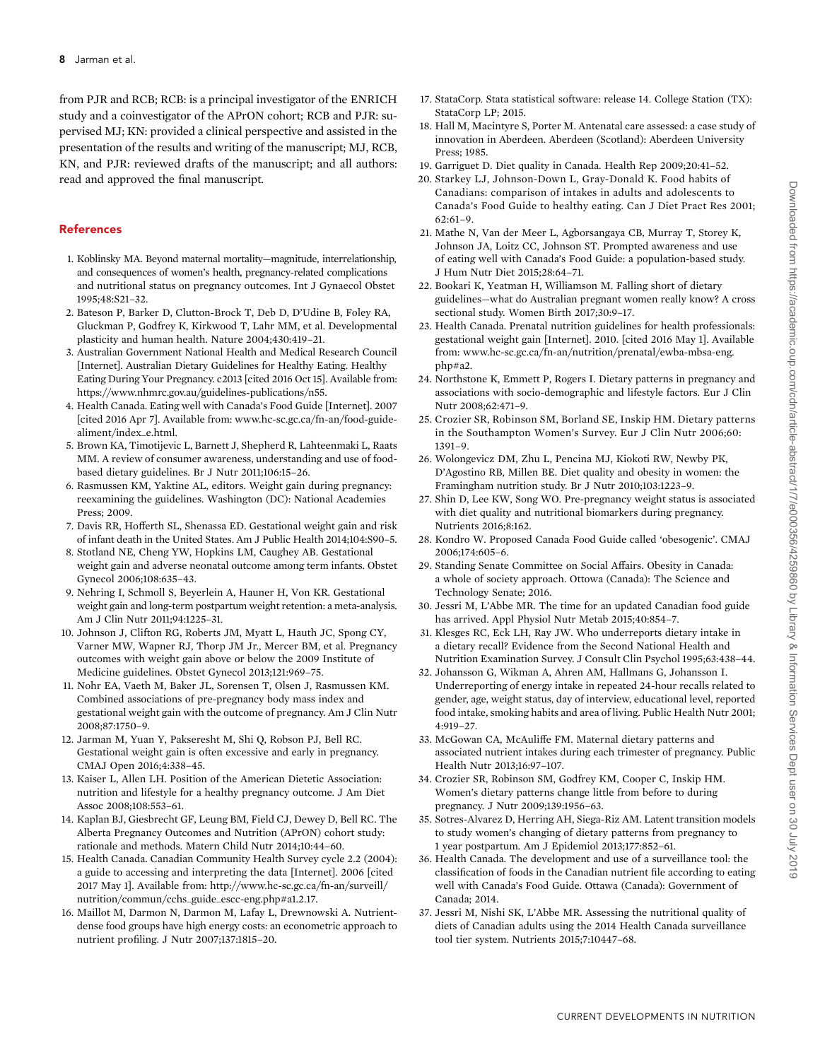from PJR and RCB; RCB: is a principal investigator of the ENRICH study and a coinvestigator of the APrON cohort; RCB and PJR: supervised MJ; KN: provided a clinical perspective and assisted in the presentation of the results and writing of the manuscript; MJ, RCB, KN, and PJR: reviewed drafts of the manuscript; and all authors: read and approved the final manuscript.

## References

1. Koblinsky MA. Beyond maternal mortality—magnitude, interrelationship, and consequences of women's health, pregnancy-related complications and nutritional status on pregnancy outcomes. Int J Gynaecol Obstet 1995;48:S21–32.
2. Bateson P, Barker D, Clutton-Brock T, Deb D, D'Udine B, Foley RA, Gluckman P, Godfrey K, Kirkwood T, Lahr MM, et al. Developmental plasticity and human health. Nature 2004;430:419–21.
3. Australian Government National Health and Medical Research Council [Internet]. Australian Dietary Guidelines for Healthy Eating. Healthy Eating During Your Pregnancy. c2013 [cited 2016 Oct 15]. Available from: https://www.nhmrc.gov.au/guidelines-publications/n55.
4. Health Canada. Eating well with Canada's Food Guide [Internet]. 2007 [cited 2016 Apr 7]. Available from: www.hc-sc.gc.ca/fn-an/food-guide-aliment/index_e.html.
5. Brown KA, Timotijevic L, Barnett J, Shepherd R, Lahteenmaki L, Raats MM. A review of consumer awareness, understanding and use of food-based dietary guidelines. Br J Nutr 2011;106:15–26.
6. Rasmussen KM, Yaktine AL, editors. Weight gain during pregnancy: reexamining the guidelines. Washington (DC): National Academies Press; 2009.
7. Davis RR, Hofferth SL, Shenassa ED. Gestational weight gain and risk of infant death in the United States. Am J Public Health 2014;104:S90–5.
8. Stotland NE, Cheng YW, Hopkins LM, Caughey AB. Gestational weight gain and adverse neonatal outcome among term infants. Obstet Gynecol 2006;108:635–43.
9. Nehring I, Schmoll S, Beyerlein A, Hauner H, Von KR. Gestational weight gain and long-term postpartum weight retention: a meta-analysis. Am J Clin Nutr 2011;94:1225–31.
10. Johnson J, Clifton RG, Roberts JM, Myatt L, Hauth JC, Spong CY, Varner MW, Wapner RJ, Thorp JM Jr., Mercer BM, et al. Pregnancy outcomes with weight gain above or below the 2009 Institute of Medicine guidelines. Obstet Gynecol 2013;121:969–75.
11. Nohr EA, Vaeth M, Baker JL, Sorensen T, Olsen J, Rasmussen KM. Combined associations of pre-pregnancy body mass index and gestational weight gain with the outcome of pregnancy. Am J Clin Nutr 2008;87:1750–9.
12. Jarman M, Yuan Y, Pakseresht M, Shi Q, Robson PJ, Bell RC. Gestational weight gain is often excessive and early in pregnancy. CMAJ Open 2016;4:338–45.
13. Kaiser L, Allen LH. Position of the American Dietetic Association: nutrition and lifestyle for a healthy pregnancy outcome. J Am Diet Assoc 2008;108:553–61.
14. Kaplan BJ, Giesbrecht GF, Leung BM, Field CJ, Dewey D, Bell RC. The Alberta Pregnancy Outcomes and Nutrition (APrON) cohort study: rationale and methods. Matern Child Nutr 2014;10:44–60.
15. Health Canada. Canadian Community Health Survey cycle 2.2 (2004): a guide to accessing and interpreting the data [Internet]. 2006 [cited 2017 May 1]. Available from: http://www.hc-sc.gc.ca/fn-an/surveill/nutrition/commun/cchs_guide_escc-eng.php#a1.2.17.
16. Maillot M, Darmon N, Darmon M, Lafay L, Drewnowski A. Nutrient-dense food groups have high energy costs: an econometric approach to nutrient profiling. J Nutr 2007;137:1815–20.
17. StataCorp. Stata statistical software: release 14. College Station (TX): StataCorp LP; 2015.
18. Hall M, Macintyre S, Porter M. Antenatal care assessed: a case study of innovation in Aberdeen. Aberdeen (Scotland): Aberdeen University Press; 1985.
19. Garriguet D. Diet quality in Canada. Health Rep 2009;20:41–52.
20. Starkey LJ, Johnson-Down L, Gray-Donald K. Food habits of Canadians: comparison of intakes in adults and adolescents to Canada's Food Guide to healthy eating. Can J Diet Pract Res 2001; 62:61–9.
21. Mathe N, Van der Meer L, Agborsangaya CB, Murray T, Storey K, Johnson JA, Loitz CC, Johnson ST. Prompted awareness and use of eating well with Canada's Food Guide: a population-based study. J Hum Nutr Diet 2015;28:64–71.
22. Bookari K, Yeatman H, Williamson M. Falling short of dietary guidelines—what do Australian pregnant women really know? A cross sectional study. Women Birth 2017;30:9–17.
23. Health Canada. Prenatal nutrition guidelines for health professionals: gestational weight gain [Internet]. 2010. [cited 2016 May 1]. Available from: www.hc-sc.gc.ca/fn-an/nutrition/prenatal/ewba-mbsa-eng.php#a2.
24. Northstone K, Emmett P, Rogers I. Dietary patterns in pregnancy and associations with socio-demographic and lifestyle factors. Eur J Clin Nutr 2008;62:471–9.
25. Crozier SR, Robinson SM, Borland SE, Inskip HM. Dietary patterns in the Southampton Women's Survey. Eur J Clin Nutr 2006;60: 1391–9.
26. Wolongevicz DM, Zhu L, Pencina MJ, Kiokoti RW, Newby PK, D'Agostino RB, Millen BE. Diet quality and obesity in women: the Framingham nutrition study. Br J Nutr 2010;103:1223–9.
27. Shin D, Lee KW, Song WO. Pre-pregnancy weight status is associated with diet quality and nutritional biomarkers during pregnancy. Nutrients 2016;8:162.
28. Kondro W. Proposed Canada Food Guide called 'obesogenic'. CMAJ 2006;174:605–6.
29. Standing Senate Committee on Social Affairs. Obesity in Canada: a whole of society approach. Ottowa (Canada): The Science and Technology Senate; 2016.
30. Jessri M, L'Abbe MR. The time for an updated Canadian food guide has arrived. Appl Physiol Nutr Metab 2015;40:854–7.
31. Klesges RC, Eck LH, Ray JW. Who underreports dietary intake in a dietary recall? Evidence from the Second National Health and Nutrition Examination Survey. J Consult Clin Psychol 1995;63:438–44.
32. Johansson G, Wikman A, Ahren AM, Hallmans G, Johansson I. Underreporting of energy intake in repeated 24-hour recalls related to gender, age, weight status, day of interview, educational level, reported food intake, smoking habits and area of living. Public Health Nutr 2001; 4:919–27.
33. McGowan CA, McAuliffe FM. Maternal dietary patterns and associated nutrient intakes during each trimester of pregnancy. Public Health Nutr 2013;16:97–107.
34. Crozier SR, Robinson SM, Godfrey KM, Cooper C, Inskip HM. Women's dietary patterns change little from before to during pregnancy. J Nutr 2009;139:1956–63.
35. Sotres-Alvarez D, Herring AH, Siega-Riz AM. Latent transition models to study women's changing of dietary patterns from pregnancy to 1 year postpartum. Am J Epidemiol 2013;177:852–61.
36. Health Canada. The development and use of a surveillance tool: the classification of foods in the Canadian nutrient file according to eating well with Canada's Food Guide. Ottawa (Canada): Government of Canada; 2014.
37. Jessri M, Nishi SK, L'Abbe MR. Assessing the nutritional quality of diets of Canadian adults using the 2014 Health Canada surveillance tool tier system. Nutrients 2015;7:10447–68.